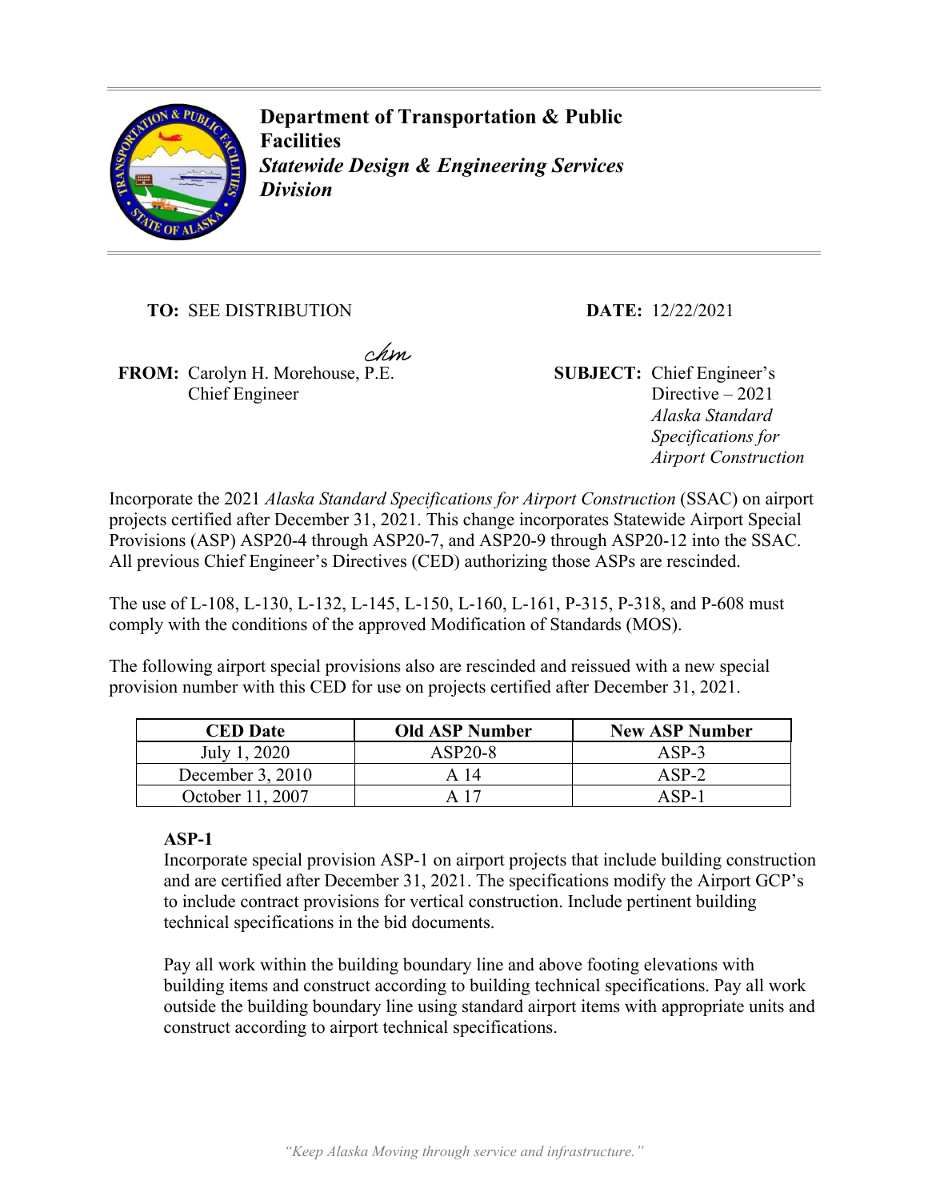**Department of Transportation & Public Facilities**
***Statewide Design & Engineering Services Division***

**TO:** SEE DISTRIBUTION

**DATE:** 12/22/2021

**FROM:** Carolyn H. Morehouse, P.E.
Chief Engineer

**SUBJECT:** Chief Engineer's Directive – 2021 *Alaska Standard Specifications for Airport Construction*

Incorporate the 2021 *Alaska Standard Specifications for Airport Construction* (SSAC) on airport projects certified after December 31, 2021. This change incorporates Statewide Airport Special Provisions (ASP) ASP20-4 through ASP20-7, and ASP20-9 through ASP20-12 into the SSAC. All previous Chief Engineer's Directives (CED) authorizing those ASPs are rescinded.

The use of L-108, L-130, L-132, L-145, L-150, L-160, L-161, P-315, P-318, and P-608 must comply with the conditions of the approved Modification of Standards (MOS).

The following airport special provisions also are rescinded and reissued with a new special provision number with this CED for use on projects certified after December 31, 2021.

| CED Date | Old ASP Number | New ASP Number |
|---|---|---|
| July 1, 2020 | ASP20-8 | ASP-3 |
| December 3, 2010 | A 14 | ASP-2 |
| October 11, 2007 | A 17 | ASP-1 |

**ASP-1**

Incorporate special provision ASP-1 on airport projects that include building construction and are certified after December 31, 2021. The specifications modify the Airport GCP's to include contract provisions for vertical construction. Include pertinent building technical specifications in the bid documents.

Pay all work within the building boundary line and above footing elevations with building items and construct according to building technical specifications. Pay all work outside the building boundary line using standard airport items with appropriate units and construct according to airport technical specifications.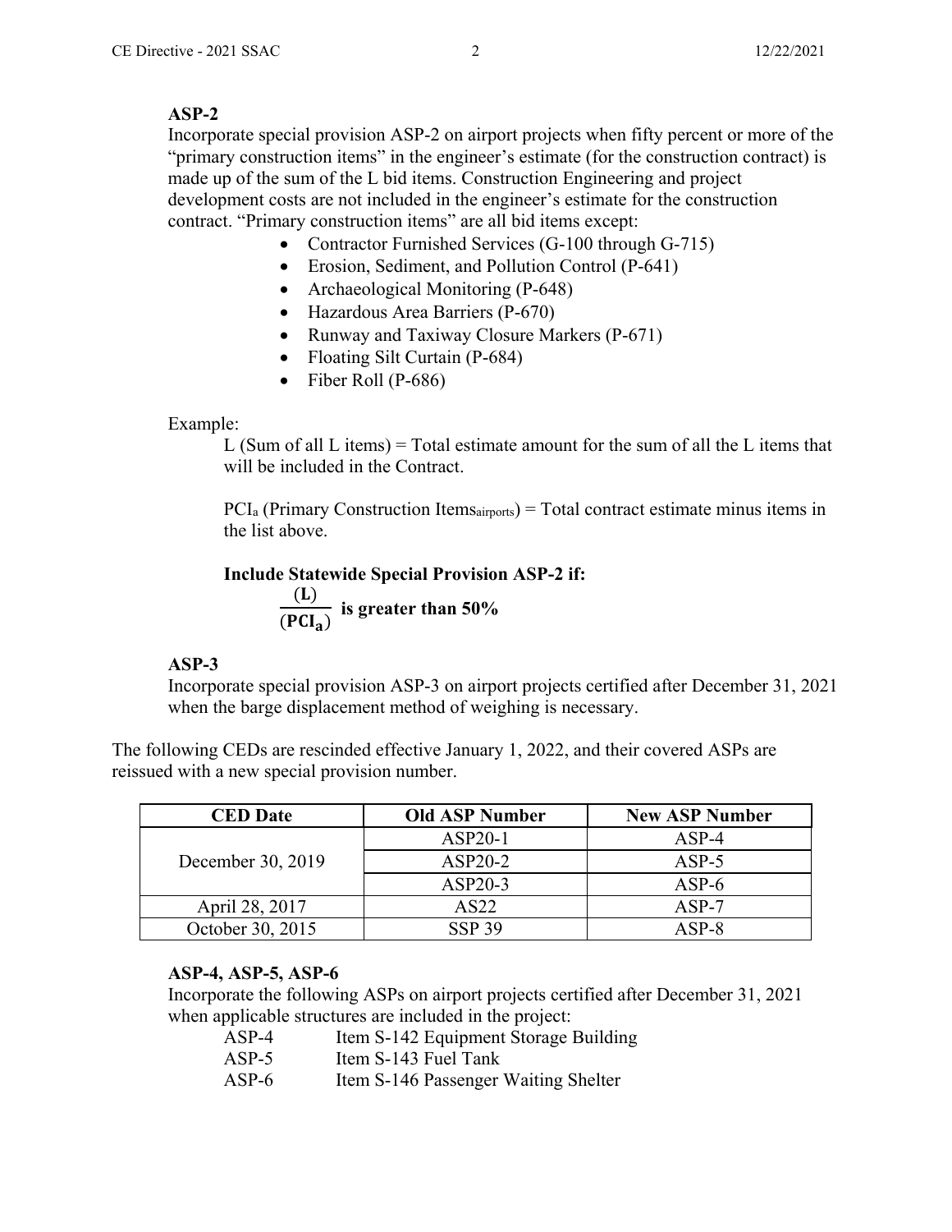**ASP-2**

Incorporate special provision ASP-2 on airport projects when fifty percent or more of the "primary construction items" in the engineer's estimate (for the construction contract) is made up of the sum of the L bid items. Construction Engineering and project development costs are not included in the engineer's estimate for the construction contract. "Primary construction items" are all bid items except:

- Contractor Furnished Services (G-100 through G-715)
- Erosion, Sediment, and Pollution Control (P-641)
- Archaeological Monitoring (P-648)
- Hazardous Area Barriers (P-670)
- Runway and Taxiway Closure Markers (P-671)
- Floating Silt Curtain (P-684)
- Fiber Roll (P-686)

Example:

L (Sum of all L items) = Total estimate amount for the sum of all the L items that will be included in the Contract.

$PCI_a$ (Primary Construction Items$_{airports}$) = Total contract estimate minus items in the list above.

**Include Statewide Special Provision ASP-2 if:**

$$\frac{(\mathbf{L})}{(\mathbf{PCI_a})} \textbf{ is greater than 50\%}$$

**ASP-3**

Incorporate special provision ASP-3 on airport projects certified after December 31, 2021 when the barge displacement method of weighing is necessary.

The following CEDs are rescinded effective January 1, 2022, and their covered ASPs are reissued with a new special provision number.

| CED Date | Old ASP Number | New ASP Number |
|---|---|---|
| December 30, 2019 | ASP20-1 | ASP-4 |
| | ASP20-2 | ASP-5 |
| | ASP20-3 | ASP-6 |
| April 28, 2017 | AS22 | ASP-7 |
| October 30, 2015 | SSP 39 | ASP-8 |

**ASP-4, ASP-5, ASP-6**

Incorporate the following ASPs on airport projects certified after December 31, 2021 when applicable structures are included in the project:

| | |
|---|---|
| ASP-4 | Item S-142 Equipment Storage Building |
| ASP-5 | Item S-143 Fuel Tank |
| ASP-6 | Item S-146 Passenger Waiting Shelter |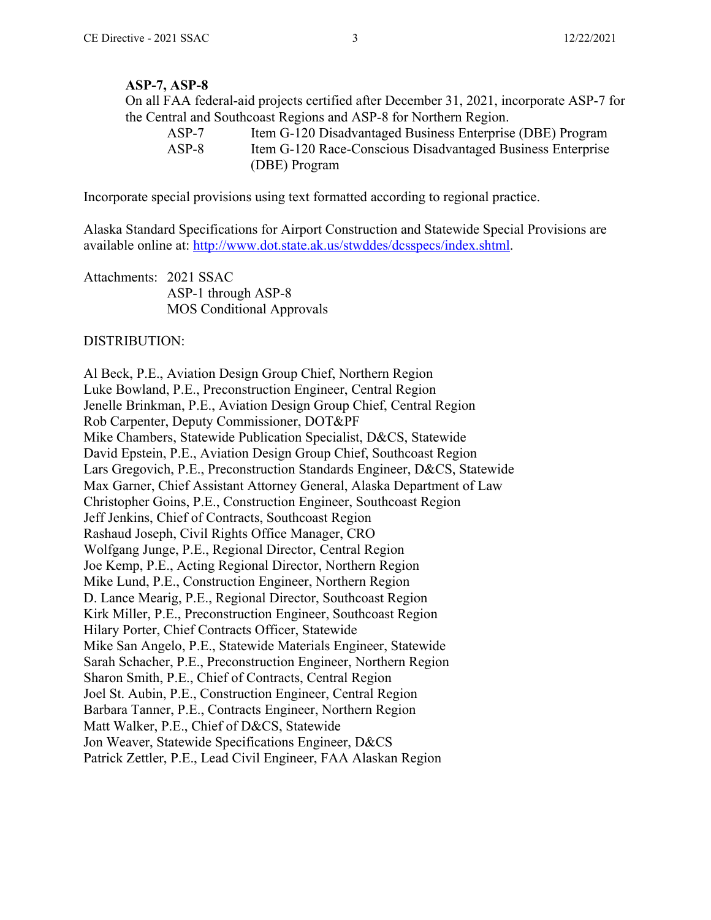**ASP-7, ASP-8**

On all FAA federal-aid projects certified after December 31, 2021, incorporate ASP-7 for the Central and Southcoast Regions and ASP-8 for Northern Region.

| | |
|---|---|
| ASP-7 | Item G-120 Disadvantaged Business Enterprise (DBE) Program |
| ASP-8 | Item G-120 Race-Conscious Disadvantaged Business Enterprise (DBE) Program |

Incorporate special provisions using text formatted according to regional practice.

Alaska Standard Specifications for Airport Construction and Statewide Special Provisions are available online at: http://www.dot.state.ak.us/stwddes/dcsspecs/index.shtml.

Attachments: 2021 SSAC
ASP-1 through ASP-8
MOS Conditional Approvals

DISTRIBUTION:

Al Beck, P.E., Aviation Design Group Chief, Northern Region
Luke Bowland, P.E., Preconstruction Engineer, Central Region
Jenelle Brinkman, P.E., Aviation Design Group Chief, Central Region
Rob Carpenter, Deputy Commissioner, DOT&PF
Mike Chambers, Statewide Publication Specialist, D&CS, Statewide
David Epstein, P.E., Aviation Design Group Chief, Southcoast Region
Lars Gregovich, P.E., Preconstruction Standards Engineer, D&CS, Statewide
Max Garner, Chief Assistant Attorney General, Alaska Department of Law
Christopher Goins, P.E., Construction Engineer, Southcoast Region
Jeff Jenkins, Chief of Contracts, Southcoast Region
Rashaud Joseph, Civil Rights Office Manager, CRO
Wolfgang Junge, P.E., Regional Director, Central Region
Joe Kemp, P.E., Acting Regional Director, Northern Region
Mike Lund, P.E., Construction Engineer, Northern Region
D. Lance Mearig, P.E., Regional Director, Southcoast Region
Kirk Miller, P.E., Preconstruction Engineer, Southcoast Region
Hilary Porter, Chief Contracts Officer, Statewide
Mike San Angelo, P.E., Statewide Materials Engineer, Statewide
Sarah Schacher, P.E., Preconstruction Engineer, Northern Region
Sharon Smith, P.E., Chief of Contracts, Central Region
Joel St. Aubin, P.E., Construction Engineer, Central Region
Barbara Tanner, P.E., Contracts Engineer, Northern Region
Matt Walker, P.E., Chief of D&CS, Statewide
Jon Weaver, Statewide Specifications Engineer, D&CS
Patrick Zettler, P.E., Lead Civil Engineer, FAA Alaskan Region